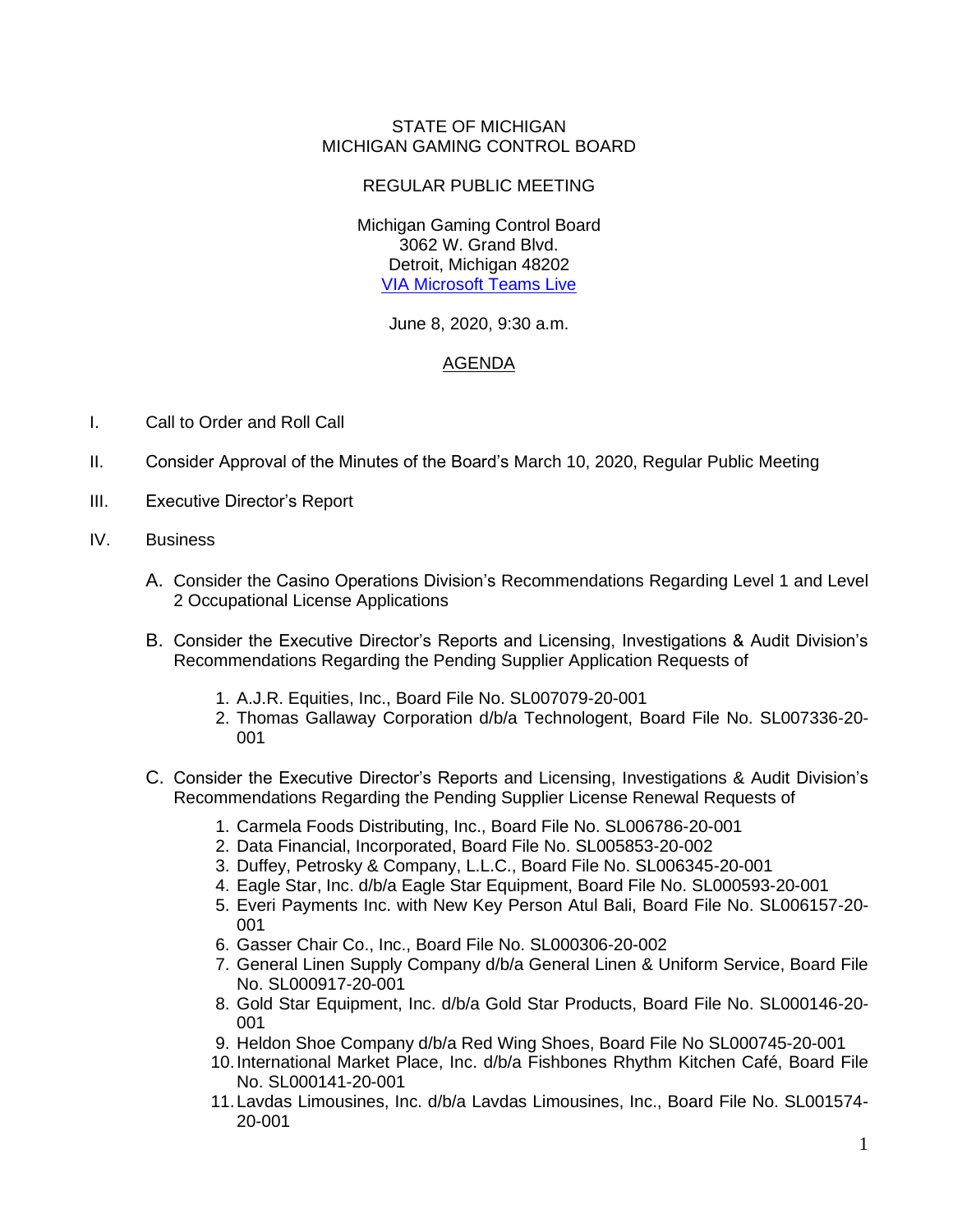STATE OF MICHIGAN
MICHIGAN GAMING CONTROL BOARD

REGULAR PUBLIC MEETING

Michigan Gaming Control Board
3062 W. Grand Blvd.
Detroit, Michigan 48202
VIA Microsoft Teams Live

June 8, 2020, 9:30 a.m.

AGENDA

I. Call to Order and Roll Call

II. Consider Approval of the Minutes of the Board's March 10, 2020, Regular Public Meeting

III. Executive Director's Report

IV. Business

A. Consider the Casino Operations Division's Recommendations Regarding Level 1 and Level 2 Occupational License Applications

B. Consider the Executive Director's Reports and Licensing, Investigations & Audit Division's Recommendations Regarding the Pending Supplier Application Requests of

1. A.J.R. Equities, Inc., Board File No. SL007079-20-001
2. Thomas Gallaway Corporation d/b/a Technologent, Board File No. SL007336-20-001

C. Consider the Executive Director's Reports and Licensing, Investigations & Audit Division's Recommendations Regarding the Pending Supplier License Renewal Requests of

1. Carmela Foods Distributing, Inc., Board File No. SL006786-20-001
2. Data Financial, Incorporated, Board File No. SL005853-20-002
3. Duffey, Petrosky & Company, L.L.C., Board File No. SL006345-20-001
4. Eagle Star, Inc. d/b/a Eagle Star Equipment, Board File No. SL000593-20-001
5. Everi Payments Inc. with New Key Person Atul Bali, Board File No. SL006157-20-001
6. Gasser Chair Co., Inc., Board File No. SL000306-20-002
7. General Linen Supply Company d/b/a General Linen & Uniform Service, Board File No. SL000917-20-001
8. Gold Star Equipment, Inc. d/b/a Gold Star Products, Board File No. SL000146-20-001
9. Heldon Shoe Company d/b/a Red Wing Shoes, Board File No SL000745-20-001
10. International Market Place, Inc. d/b/a Fishbones Rhythm Kitchen Café, Board File No. SL000141-20-001
11. Lavdas Limousines, Inc. d/b/a Lavdas Limousines, Inc., Board File No. SL001574-20-001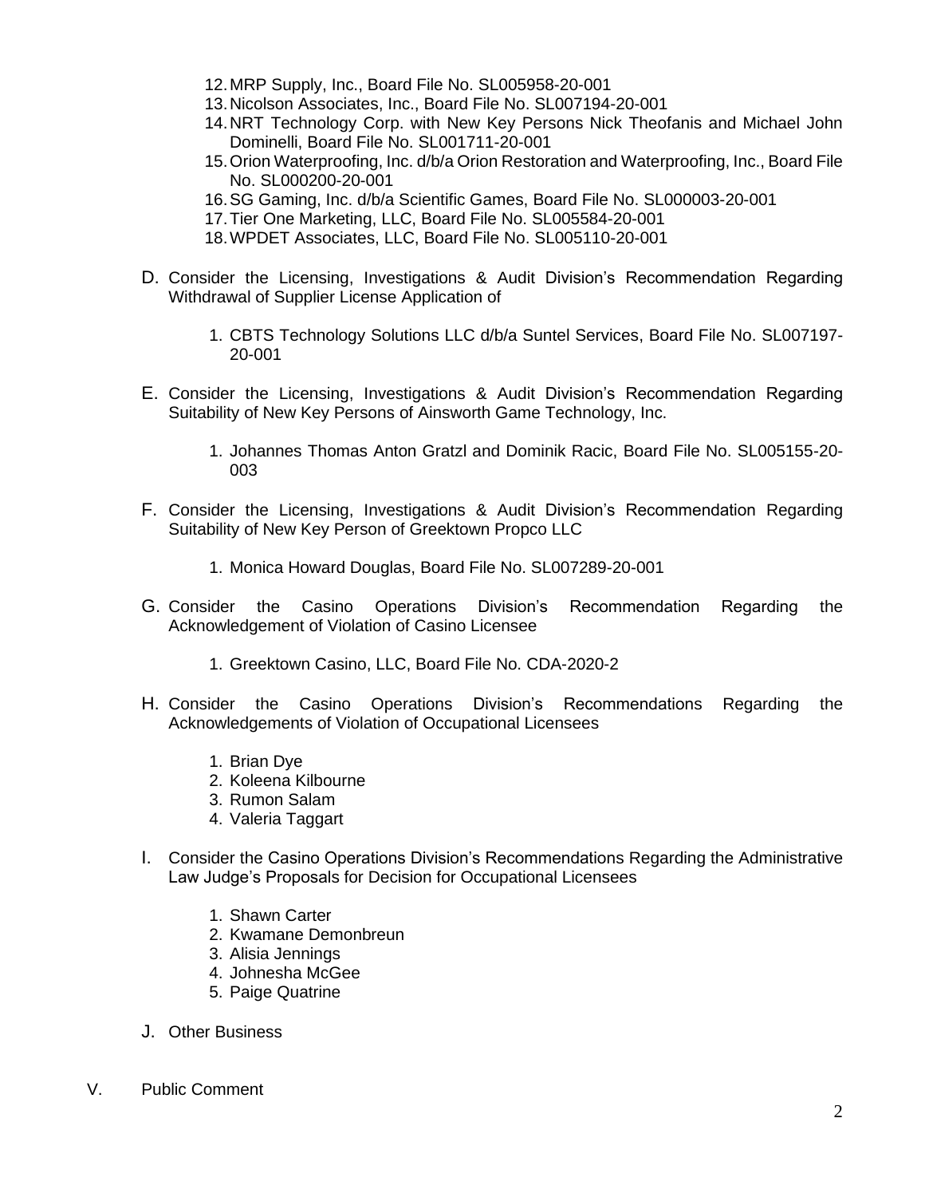12. MRP Supply, Inc., Board File No. SL005958-20-001
13. Nicolson Associates, Inc., Board File No. SL007194-20-001
14. NRT Technology Corp. with New Key Persons Nick Theofanis and Michael John Dominelli, Board File No. SL001711-20-001
15. Orion Waterproofing, Inc. d/b/a Orion Restoration and Waterproofing, Inc., Board File No. SL000200-20-001
16. SG Gaming, Inc. d/b/a Scientific Games, Board File No. SL000003-20-001
17. Tier One Marketing, LLC, Board File No. SL005584-20-001
18. WPDET Associates, LLC, Board File No. SL005110-20-001

D. Consider the Licensing, Investigations & Audit Division's Recommendation Regarding Withdrawal of Supplier License Application of

   1. CBTS Technology Solutions LLC d/b/a Suntel Services, Board File No. SL007197-20-001

E. Consider the Licensing, Investigations & Audit Division's Recommendation Regarding Suitability of New Key Persons of Ainsworth Game Technology, Inc.

   1. Johannes Thomas Anton Gratzl and Dominik Racic, Board File No. SL005155-20-003

F. Consider the Licensing, Investigations & Audit Division's Recommendation Regarding Suitability of New Key Person of Greektown Propco LLC

   1. Monica Howard Douglas, Board File No. SL007289-20-001

G. Consider the Casino Operations Division's Recommendation Regarding the Acknowledgement of Violation of Casino Licensee

   1. Greektown Casino, LLC, Board File No. CDA-2020-2

H. Consider the Casino Operations Division's Recommendations Regarding the Acknowledgements of Violation of Occupational Licensees

   1. Brian Dye
   2. Koleena Kilbourne
   3. Rumon Salam
   4. Valeria Taggart

I. Consider the Casino Operations Division's Recommendations Regarding the Administrative Law Judge's Proposals for Decision for Occupational Licensees

   1. Shawn Carter
   2. Kwamane Demonbreun
   3. Alisia Jennings
   4. Johnesha McGee
   5. Paige Quatrine

J. Other Business

V. Public Comment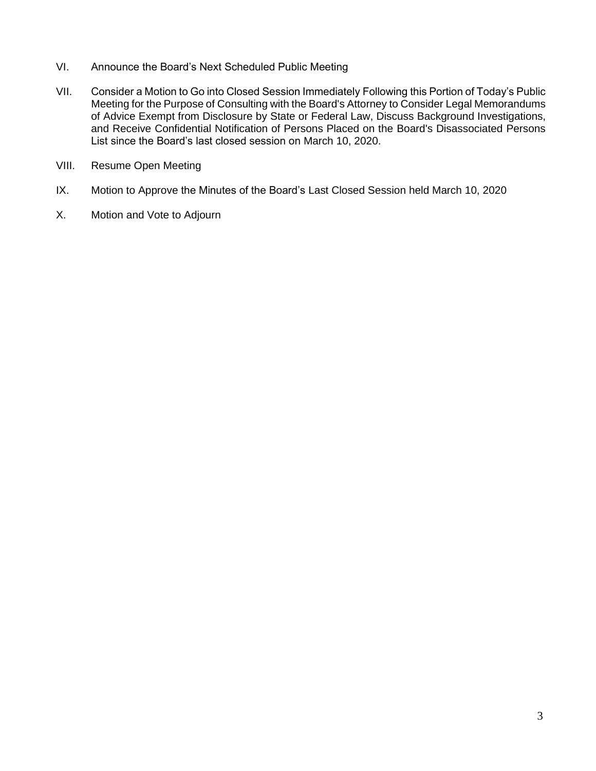VI. Announce the Board's Next Scheduled Public Meeting

VII. Consider a Motion to Go into Closed Session Immediately Following this Portion of Today's Public Meeting for the Purpose of Consulting with the Board's Attorney to Consider Legal Memorandums of Advice Exempt from Disclosure by State or Federal Law, Discuss Background Investigations, and Receive Confidential Notification of Persons Placed on the Board's Disassociated Persons List since the Board's last closed session on March 10, 2020.

VIII. Resume Open Meeting

IX. Motion to Approve the Minutes of the Board's Last Closed Session held March 10, 2020

X. Motion and Vote to Adjourn